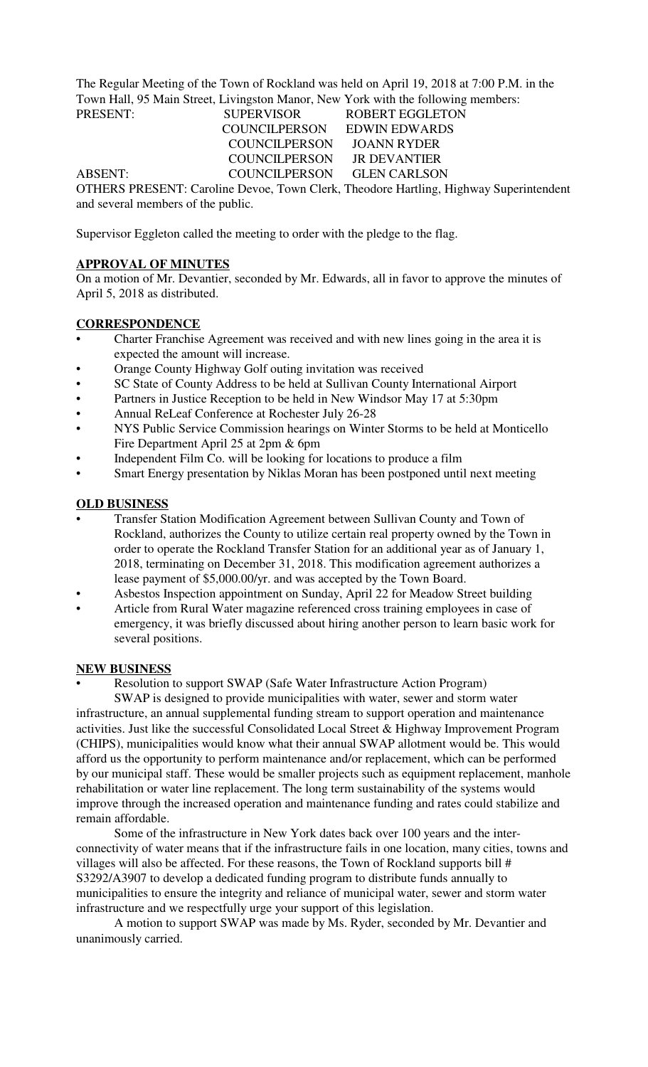The Regular Meeting of the Town of Rockland was held on April 19, 2018 at 7:00 P.M. in the Town Hall, 95 Main Street, Livingston Manor, New York with the following members:

| | | |
|---|---|---|
| PRESENT: | SUPERVISOR | ROBERT EGGLETON |
| | COUNCILPERSON | EDWIN EDWARDS |
| | COUNCILPERSON | JOANN RYDER |
| | COUNCILPERSON | JR DEVANTIER |
| ABSENT: | COUNCILPERSON | GLEN CARLSON |

OTHERS PRESENT: Caroline Devoe, Town Clerk, Theodore Hartling, Highway Superintendent and several members of the public.

Supervisor Eggleton called the meeting to order with the pledge to the flag.

## APPROVAL OF MINUTES

On a motion of Mr. Devantier, seconded by Mr. Edwards, all in favor to approve the minutes of April 5, 2018 as distributed.

## CORRESPONDENCE

- Charter Franchise Agreement was received and with new lines going in the area it is expected the amount will increase.
- Orange County Highway Golf outing invitation was received
- SC State of County Address to be held at Sullivan County International Airport
- Partners in Justice Reception to be held in New Windsor May 17 at 5:30pm
- Annual ReLeaf Conference at Rochester July 26-28
- NYS Public Service Commission hearings on Winter Storms to be held at Monticello Fire Department April 25 at 2pm & 6pm
- Independent Film Co. will be looking for locations to produce a film
- Smart Energy presentation by Niklas Moran has been postponed until next meeting

## OLD BUSINESS

- Transfer Station Modification Agreement between Sullivan County and Town of Rockland, authorizes the County to utilize certain real property owned by the Town in order to operate the Rockland Transfer Station for an additional year as of January 1, 2018, terminating on December 31, 2018. This modification agreement authorizes a lease payment of $5,000.00/yr. and was accepted by the Town Board.
- Asbestos Inspection appointment on Sunday, April 22 for Meadow Street building
- Article from Rural Water magazine referenced cross training employees in case of emergency, it was briefly discussed about hiring another person to learn basic work for several positions.

## NEW BUSINESS

- Resolution to support SWAP (Safe Water Infrastructure Action Program)

SWAP is designed to provide municipalities with water, sewer and storm water infrastructure, an annual supplemental funding stream to support operation and maintenance activities. Just like the successful Consolidated Local Street & Highway Improvement Program (CHIPS), municipalities would know what their annual SWAP allotment would be. This would afford us the opportunity to perform maintenance and/or replacement, which can be performed by our municipal staff. These would be smaller projects such as equipment replacement, manhole rehabilitation or water line replacement. The long term sustainability of the systems would improve through the increased operation and maintenance funding and rates could stabilize and remain affordable.

Some of the infrastructure in New York dates back over 100 years and the inter-connectivity of water means that if the infrastructure fails in one location, many cities, towns and villages will also be affected. For these reasons, the Town of Rockland supports bill # S3292/A3907 to develop a dedicated funding program to distribute funds annually to municipalities to ensure the integrity and reliance of municipal water, sewer and storm water infrastructure and we respectfully urge your support of this legislation.

A motion to support SWAP was made by Ms. Ryder, seconded by Mr. Devantier and unanimously carried.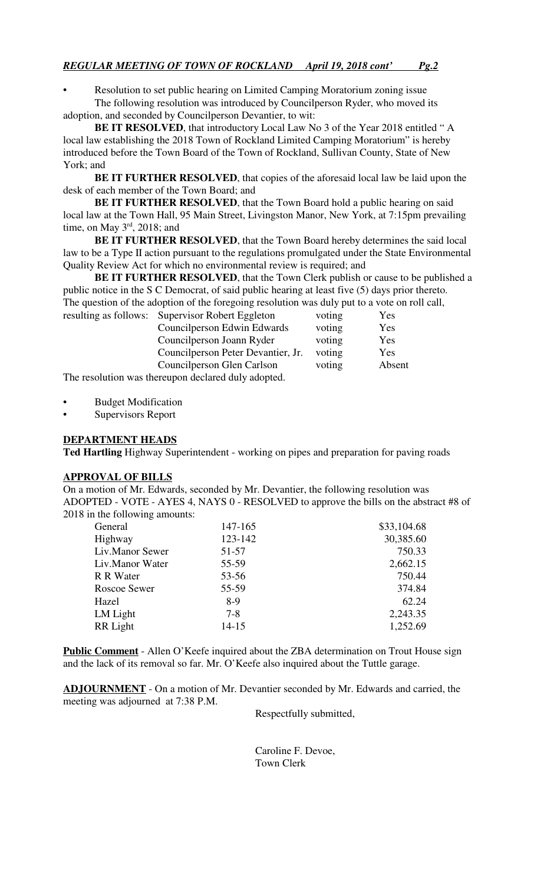• Resolution to set public hearing on Limited Camping Moratorium zoning issue

The following resolution was introduced by Councilperson Ryder, who moved its adoption, and seconded by Councilperson Devantier, to wit:

**BE IT RESOLVED**, that introductory Local Law No 3 of the Year 2018 entitled " A local law establishing the 2018 Town of Rockland Limited Camping Moratorium" is hereby introduced before the Town Board of the Town of Rockland, Sullivan County, State of New York; and

**BE IT FURTHER RESOLVED**, that copies of the aforesaid local law be laid upon the desk of each member of the Town Board; and

**BE IT FURTHER RESOLVED**, that the Town Board hold a public hearing on said local law at the Town Hall, 95 Main Street, Livingston Manor, New York, at 7:15pm prevailing time, on May 3rd, 2018; and

**BE IT FURTHER RESOLVED**, that the Town Board hereby determines the said local law to be a Type II action pursuant to the regulations promulgated under the State Environmental Quality Review Act for which no environmental review is required; and

**BE IT FURTHER RESOLVED**, that the Town Clerk publish or cause to be published a public notice in the S C Democrat, of said public hearing at least five (5) days prior thereto.

The question of the adoption of the foregoing resolution was duly put to a vote on roll call, resulting as follows:

| | | |
|---|---|---|
| Supervisor Robert Eggleton | voting | Yes |
| Councilperson Edwin Edwards | voting | Yes |
| Councilperson Joann Ryder | voting | Yes |
| Councilperson Peter Devantier, Jr. | voting | Yes |
| Councilperson Glen Carlson | voting | Absent |

The resolution was thereupon declared duly adopted.

- Budget Modification
- Supervisors Report

## DEPARTMENT HEADS

**Ted Hartling** Highway Superintendent - working on pipes and preparation for paving roads

## APPROVAL OF BILLS

On a motion of Mr. Edwards, seconded by Mr. Devantier, the following resolution was ADOPTED - VOTE - AYES 4, NAYS 0 - RESOLVED to approve the bills on the abstract #8 of 2018 in the following amounts:

| | | |
|---|---|---|
| General | 147-165 | $33,104.68 |
| Highway | 123-142 | 30,385.60 |
| Liv.Manor Sewer | 51-57 | 750.33 |
| Liv.Manor Water | 55-59 | 2,662.15 |
| R R Water | 53-56 | 750.44 |
| Roscoe Sewer | 55-59 | 374.84 |
| Hazel | 8-9 | 62.24 |
| LM Light | 7-8 | 2,243.35 |
| RR Light | 14-15 | 1,252.69 |

**Public Comment** - Allen O'Keefe inquired about the ZBA determination on Trout House sign and the lack of its removal so far. Mr. O'Keefe also inquired about the Tuttle garage.

**ADJOURNMENT** - On a motion of Mr. Devantier seconded by Mr. Edwards and carried, the meeting was adjourned at 7:38 P.M.

Respectfully submitted,

Caroline F. Devoe,
Town Clerk